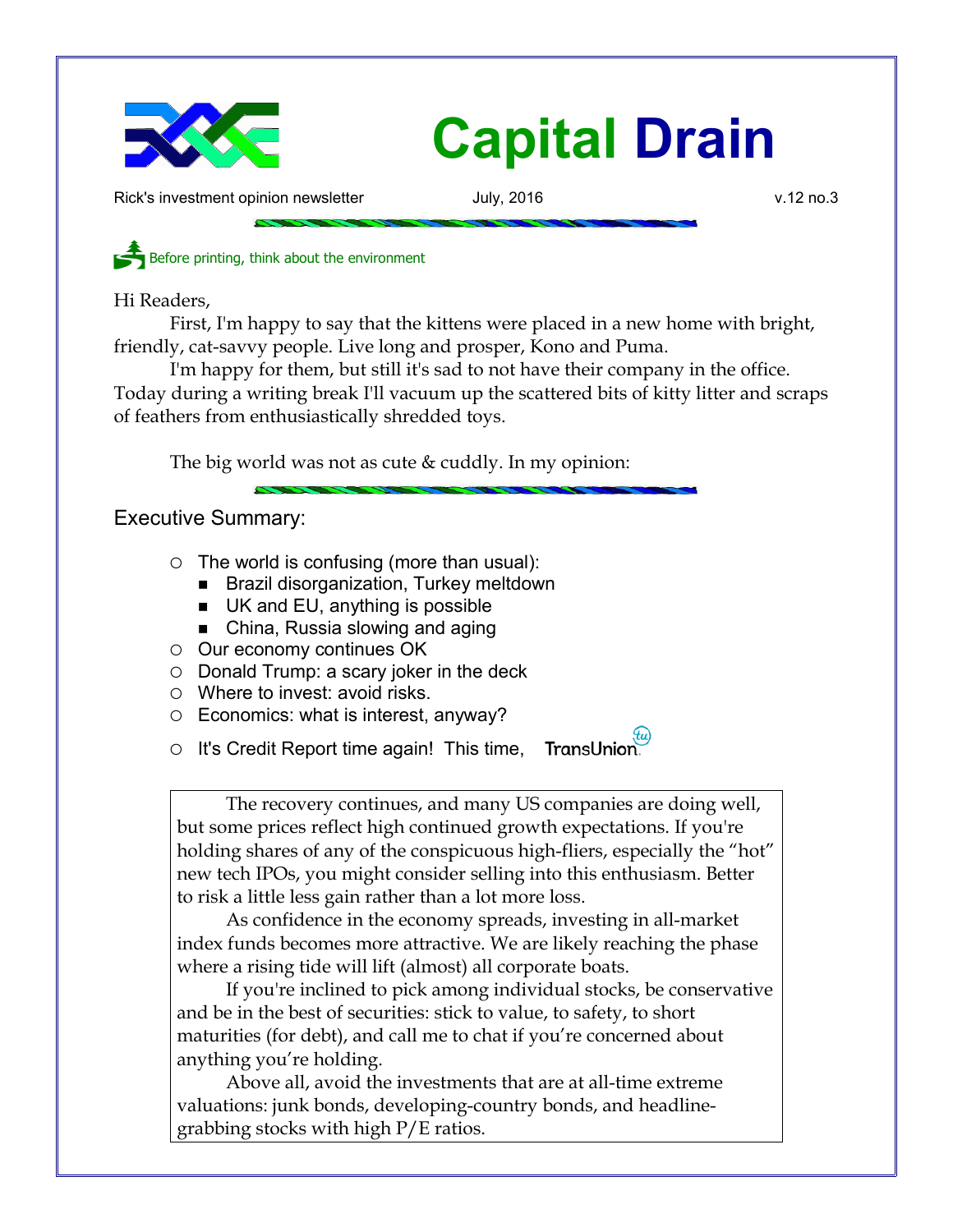# Capital Drain

Rick's investment opinion newsletter July, 2016 v.12 no.3

Before printing, think about the environment

Hi Readers,

First, I'm happy to say that the kittens were placed in a new home with bright, friendly, cat-savvy people. Live long and prosper, Kono and Puma.

I'm happy for them, but still it's sad to not have their company in the office. Today during a writing break I'll vacuum up the scattered bits of kitty litter and scraps of feathers from enthusiastically shredded toys.

The big world was not as cute & cuddly. In my opinion:

## Executive Summary:

- The world is confusing (more than usual):
  - Brazil disorganization, Turkey meltdown
  - UK and EU, anything is possible
  - China, Russia slowing and aging
- Our economy continues OK
- Donald Trump: a scary joker in the deck
- Where to invest: avoid risks.
- Economics: what is interest, anyway?
- It's Credit Report time again! This time, TransUnion

The recovery continues, and many US companies are doing well, but some prices reflect high continued growth expectations. If you're holding shares of any of the conspicuous high-fliers, especially the "hot" new tech IPOs, you might consider selling into this enthusiasm. Better to risk a little less gain rather than a lot more loss.

As confidence in the economy spreads, investing in all-market index funds becomes more attractive. We are likely reaching the phase where a rising tide will lift (almost) all corporate boats.

If you're inclined to pick among individual stocks, be conservative and be in the best of securities: stick to value, to safety, to short maturities (for debt), and call me to chat if you're concerned about anything you're holding.

Above all, avoid the investments that are at all-time extreme valuations: junk bonds, developing-country bonds, and headline-grabbing stocks with high P/E ratios.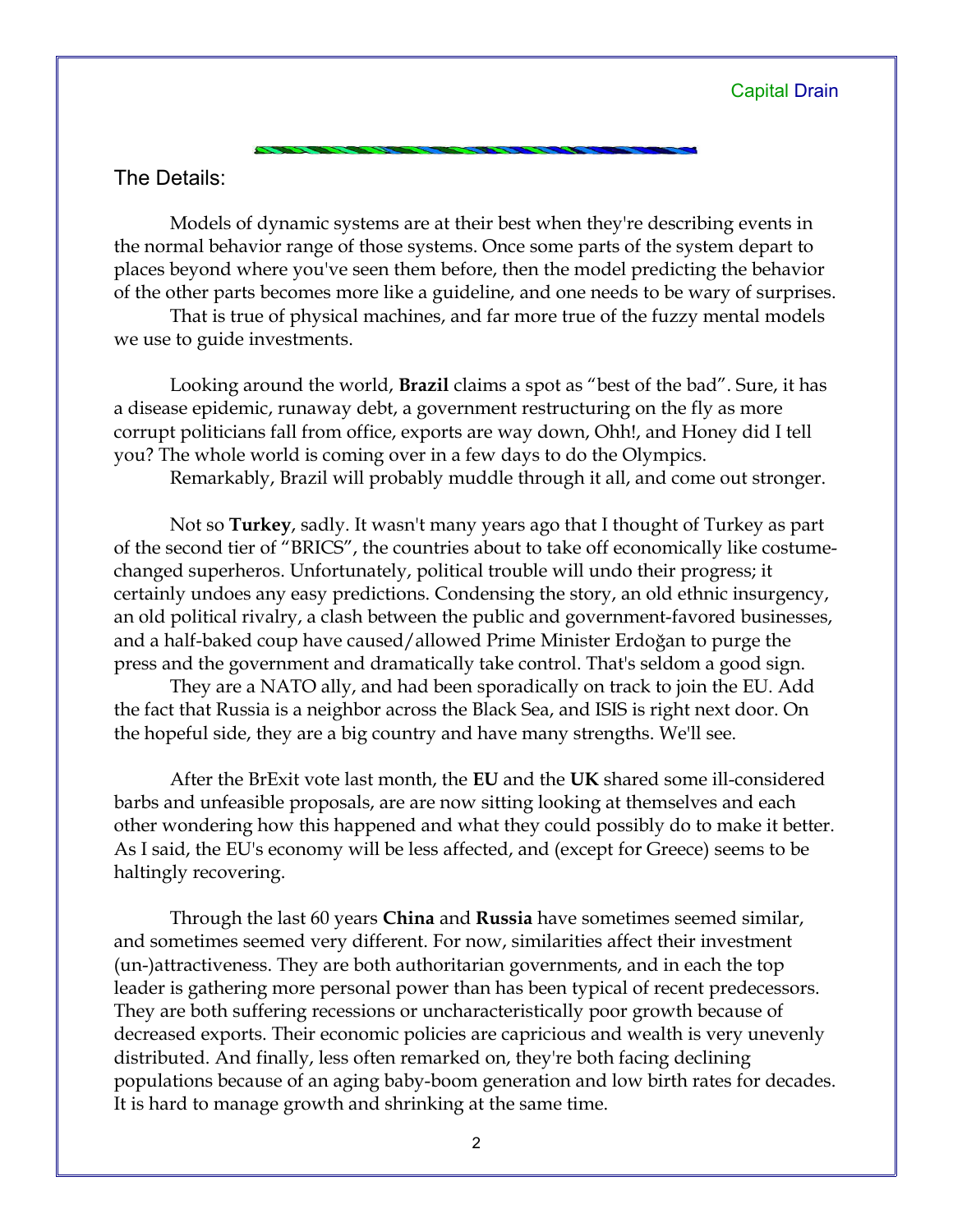## The Details:

Models of dynamic systems are at their best when they're describing events in the normal behavior range of those systems. Once some parts of the system depart to places beyond where you've seen them before, then the model predicting the behavior of the other parts becomes more like a guideline, and one needs to be wary of surprises.

That is true of physical machines, and far more true of the fuzzy mental models we use to guide investments.

Looking around the world, **Brazil** claims a spot as "best of the bad". Sure, it has a disease epidemic, runaway debt, a government restructuring on the fly as more corrupt politicians fall from office, exports are way down, Ohh!, and Honey did I tell you? The whole world is coming over in a few days to do the Olympics.

Remarkably, Brazil will probably muddle through it all, and come out stronger.

Not so **Turkey**, sadly. It wasn't many years ago that I thought of Turkey as part of the second tier of "BRICS", the countries about to take off economically like costume-changed superheros. Unfortunately, political trouble will undo their progress; it certainly undoes any easy predictions. Condensing the story, an old ethnic insurgency, an old political rivalry, a clash between the public and government-favored businesses, and a half-baked coup have caused/allowed Prime Minister Erdoğan to purge the press and the government and dramatically take control. That's seldom a good sign.

They are a NATO ally, and had been sporadically on track to join the EU. Add the fact that Russia is a neighbor across the Black Sea, and ISIS is right next door. On the hopeful side, they are a big country and have many strengths. We'll see.

After the BrExit vote last month, the **EU** and the **UK** shared some ill-considered barbs and unfeasible proposals, are are now sitting looking at themselves and each other wondering how this happened and what they could possibly do to make it better. As I said, the EU's economy will be less affected, and (except for Greece) seems to be haltingly recovering.

Through the last 60 years **China** and **Russia** have sometimes seemed similar, and sometimes seemed very different. For now, similarities affect their investment (un-)attractiveness. They are both authoritarian governments, and in each the top leader is gathering more personal power than has been typical of recent predecessors. They are both suffering recessions or uncharacteristically poor growth because of decreased exports. Their economic policies are capricious and wealth is very unevenly distributed. And finally, less often remarked on, they're both facing declining populations because of an aging baby-boom generation and low birth rates for decades. It is hard to manage growth and shrinking at the same time.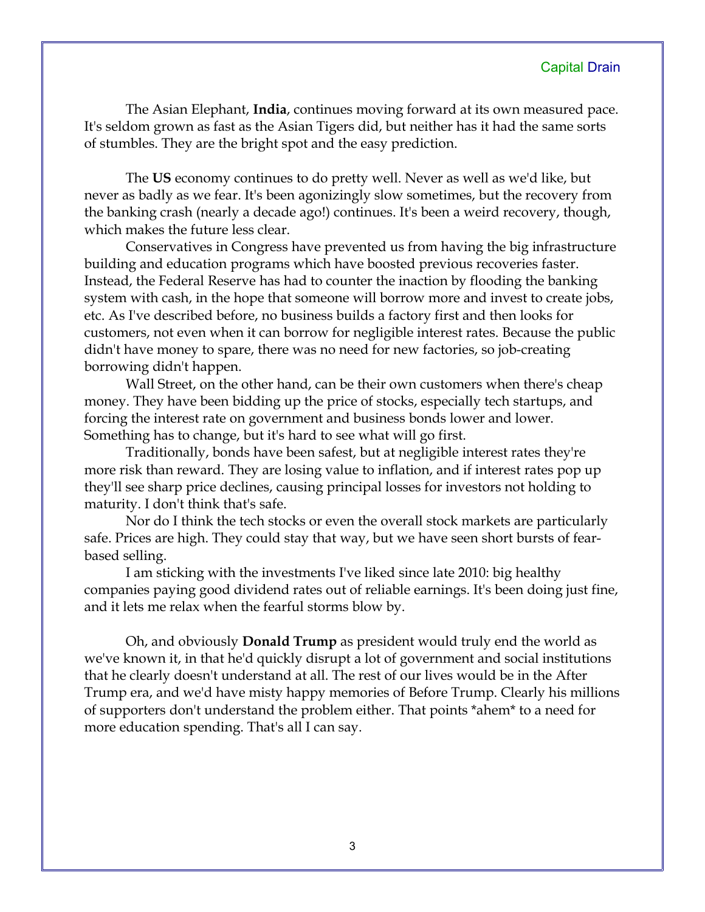The Asian Elephant, **India**, continues moving forward at its own measured pace. It's seldom grown as fast as the Asian Tigers did, but neither has it had the same sorts of stumbles. They are the bright spot and the easy prediction.

The **US** economy continues to do pretty well. Never as well as we'd like, but never as badly as we fear. It's been agonizingly slow sometimes, but the recovery from the banking crash (nearly a decade ago!) continues. It's been a weird recovery, though, which makes the future less clear.

Conservatives in Congress have prevented us from having the big infrastructure building and education programs which have boosted previous recoveries faster. Instead, the Federal Reserve has had to counter the inaction by flooding the banking system with cash, in the hope that someone will borrow more and invest to create jobs, etc. As I've described before, no business builds a factory first and then looks for customers, not even when it can borrow for negligible interest rates. Because the public didn't have money to spare, there was no need for new factories, so job-creating borrowing didn't happen.

Wall Street, on the other hand, can be their own customers when there's cheap money. They have been bidding up the price of stocks, especially tech startups, and forcing the interest rate on government and business bonds lower and lower. Something has to change, but it's hard to see what will go first.

Traditionally, bonds have been safest, but at negligible interest rates they're more risk than reward. They are losing value to inflation, and if interest rates pop up they'll see sharp price declines, causing principal losses for investors not holding to maturity. I don't think that's safe.

Nor do I think the tech stocks or even the overall stock markets are particularly safe. Prices are high. They could stay that way, but we have seen short bursts of fear-based selling.

I am sticking with the investments I've liked since late 2010: big healthy companies paying good dividend rates out of reliable earnings. It's been doing just fine, and it lets me relax when the fearful storms blow by.

Oh, and obviously **Donald Trump** as president would truly end the world as we've known it, in that he'd quickly disrupt a lot of government and social institutions that he clearly doesn't understand at all. The rest of our lives would be in the After Trump era, and we'd have misty happy memories of Before Trump. Clearly his millions of supporters don't understand the problem either. That points *ahem* to a need for more education spending. That's all I can say.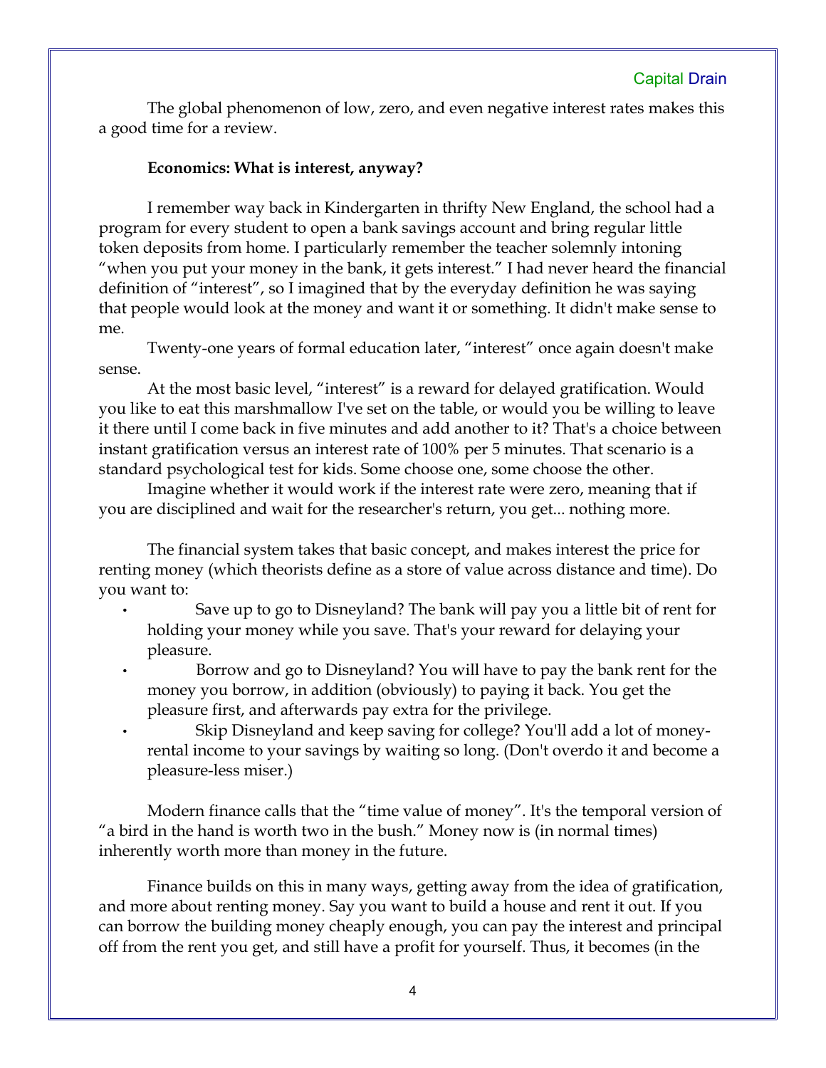The global phenomenon of low, zero, and even negative interest rates makes this a good time for a review.

**Economics: What is interest, anyway?**

I remember way back in Kindergarten in thrifty New England, the school had a program for every student to open a bank savings account and bring regular little token deposits from home. I particularly remember the teacher solemnly intoning "when you put your money in the bank, it gets interest." I had never heard the financial definition of "interest", so I imagined that by the everyday definition he was saying that people would look at the money and want it or something. It didn't make sense to me.

Twenty-one years of formal education later, "interest" once again doesn't make sense.

At the most basic level, "interest" is a reward for delayed gratification. Would you like to eat this marshmallow I've set on the table, or would you be willing to leave it there until I come back in five minutes and add another to it? That's a choice between instant gratification versus an interest rate of 100% per 5 minutes. That scenario is a standard psychological test for kids. Some choose one, some choose the other.

Imagine whether it would work if the interest rate were zero, meaning that if you are disciplined and wait for the researcher's return, you get... nothing more.

The financial system takes that basic concept, and makes interest the price for renting money (which theorists define as a store of value across distance and time). Do you want to:

- Save up to go to Disneyland? The bank will pay you a little bit of rent for holding your money while you save. That's your reward for delaying your pleasure.
- Borrow and go to Disneyland? You will have to pay the bank rent for the money you borrow, in addition (obviously) to paying it back. You get the pleasure first, and afterwards pay extra for the privilege.
- Skip Disneyland and keep saving for college? You'll add a lot of money-rental income to your savings by waiting so long. (Don't overdo it and become a pleasure-less miser.)

Modern finance calls that the "time value of money". It's the temporal version of "a bird in the hand is worth two in the bush." Money now is (in normal times) inherently worth more than money in the future.

Finance builds on this in many ways, getting away from the idea of gratification, and more about renting money. Say you want to build a house and rent it out. If you can borrow the building money cheaply enough, you can pay the interest and principal off from the rent you get, and still have a profit for yourself. Thus, it becomes (in the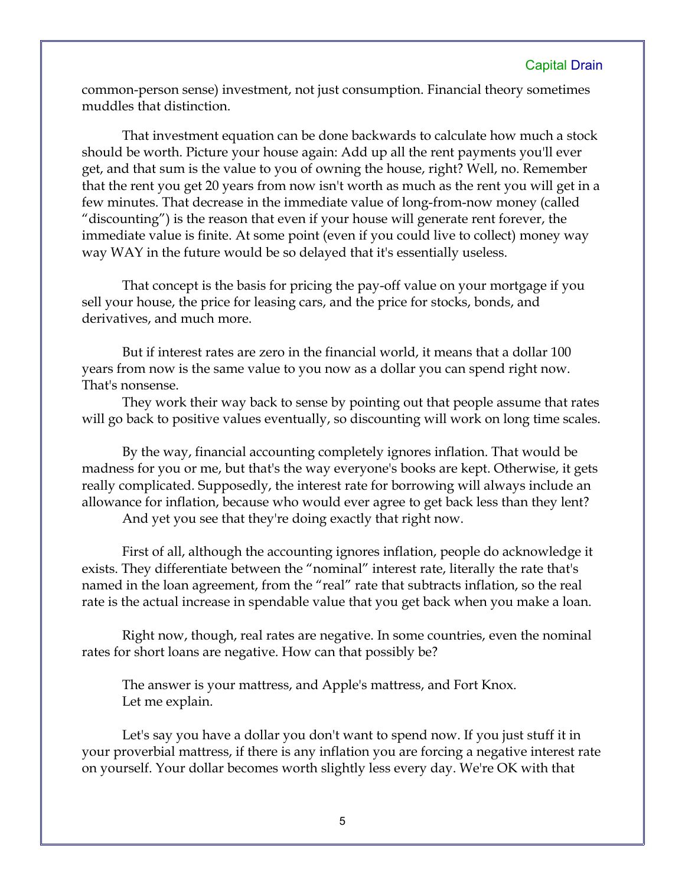common-person sense) investment, not just consumption. Financial theory sometimes muddles that distinction.

That investment equation can be done backwards to calculate how much a stock should be worth. Picture your house again: Add up all the rent payments you'll ever get, and that sum is the value to you of owning the house, right? Well, no. Remember that the rent you get 20 years from now isn't worth as much as the rent you will get in a few minutes. That decrease in the immediate value of long-from-now money (called "discounting") is the reason that even if your house will generate rent forever, the immediate value is finite. At some point (even if you could live to collect) money way way WAY in the future would be so delayed that it's essentially useless.

That concept is the basis for pricing the pay-off value on your mortgage if you sell your house, the price for leasing cars, and the price for stocks, bonds, and derivatives, and much more.

But if interest rates are zero in the financial world, it means that a dollar 100 years from now is the same value to you now as a dollar you can spend right now. That's nonsense.

They work their way back to sense by pointing out that people assume that rates will go back to positive values eventually, so discounting will work on long time scales.

By the way, financial accounting completely ignores inflation. That would be madness for you or me, but that's the way everyone's books are kept. Otherwise, it gets really complicated. Supposedly, the interest rate for borrowing will always include an allowance for inflation, because who would ever agree to get back less than they lent?

And yet you see that they're doing exactly that right now.

First of all, although the accounting ignores inflation, people do acknowledge it exists. They differentiate between the "nominal" interest rate, literally the rate that's named in the loan agreement, from the "real" rate that subtracts inflation, so the real rate is the actual increase in spendable value that you get back when you make a loan.

Right now, though, real rates are negative. In some countries, even the nominal rates for short loans are negative. How can that possibly be?

The answer is your mattress, and Apple's mattress, and Fort Knox.

Let me explain.

Let's say you have a dollar you don't want to spend now. If you just stuff it in your proverbial mattress, if there is any inflation you are forcing a negative interest rate on yourself. Your dollar becomes worth slightly less every day. We're OK with that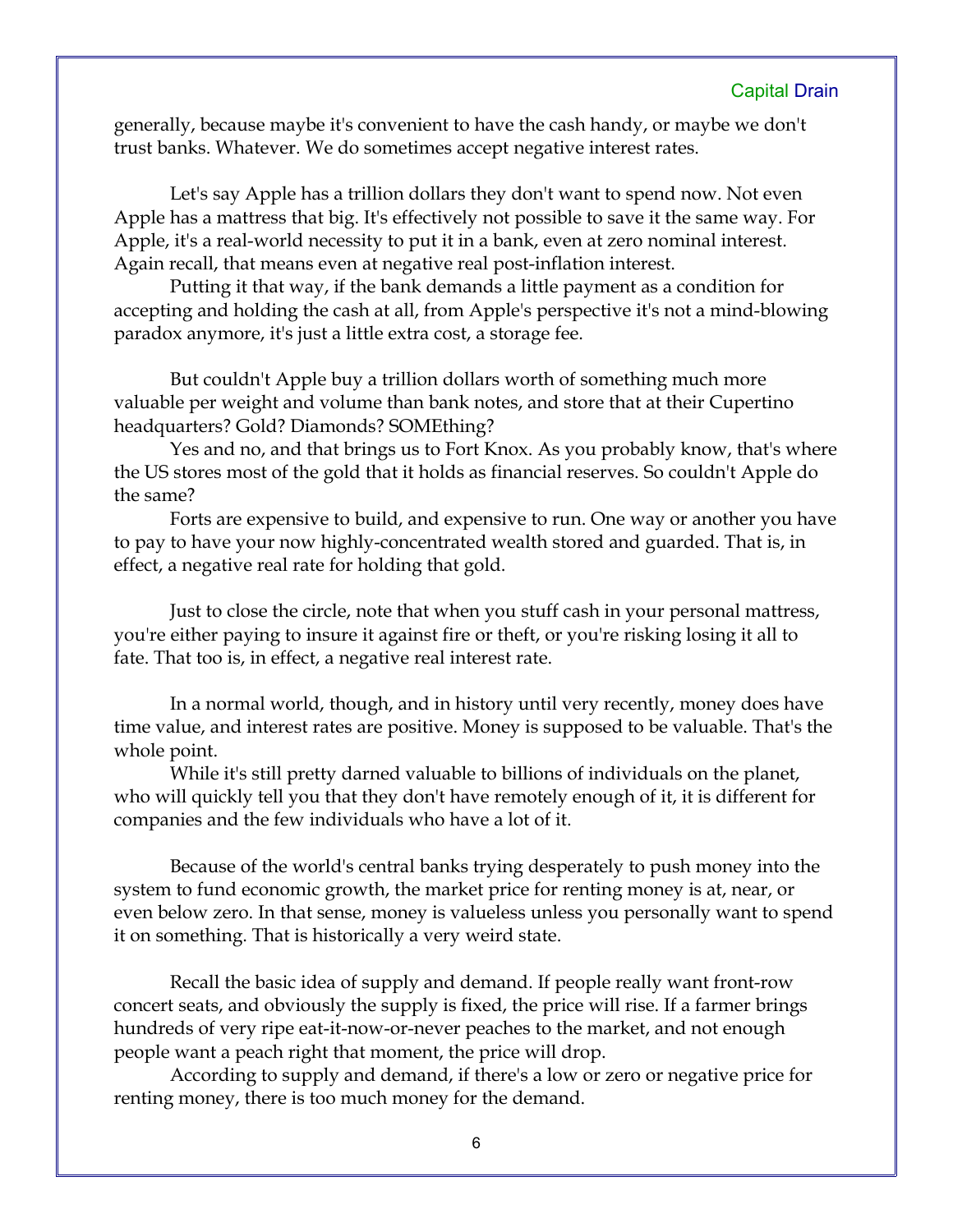generally, because maybe it's convenient to have the cash handy, or maybe we don't trust banks. Whatever. We do sometimes accept negative interest rates.

Let's say Apple has a trillion dollars they don't want to spend now. Not even Apple has a mattress that big. It's effectively not possible to save it the same way. For Apple, it's a real-world necessity to put it in a bank, even at zero nominal interest. Again recall, that means even at negative real post-inflation interest.

Putting it that way, if the bank demands a little payment as a condition for accepting and holding the cash at all, from Apple's perspective it's not a mind-blowing paradox anymore, it's just a little extra cost, a storage fee.

But couldn't Apple buy a trillion dollars worth of something much more valuable per weight and volume than bank notes, and store that at their Cupertino headquarters? Gold? Diamonds? SOMEthing?

Yes and no, and that brings us to Fort Knox. As you probably know, that's where the US stores most of the gold that it holds as financial reserves. So couldn't Apple do the same?

Forts are expensive to build, and expensive to run. One way or another you have to pay to have your now highly-concentrated wealth stored and guarded. That is, in effect, a negative real rate for holding that gold.

Just to close the circle, note that when you stuff cash in your personal mattress, you're either paying to insure it against fire or theft, or you're risking losing it all to fate. That too is, in effect, a negative real interest rate.

In a normal world, though, and in history until very recently, money does have time value, and interest rates are positive. Money is supposed to be valuable. That's the whole point.

While it's still pretty darned valuable to billions of individuals on the planet, who will quickly tell you that they don't have remotely enough of it, it is different for companies and the few individuals who have a lot of it.

Because of the world's central banks trying desperately to push money into the system to fund economic growth, the market price for renting money is at, near, or even below zero. In that sense, money is valueless unless you personally want to spend it on something. That is historically a very weird state.

Recall the basic idea of supply and demand. If people really want front-row concert seats, and obviously the supply is fixed, the price will rise. If a farmer brings hundreds of very ripe eat-it-now-or-never peaches to the market, and not enough people want a peach right that moment, the price will drop.

According to supply and demand, if there's a low or zero or negative price for renting money, there is too much money for the demand.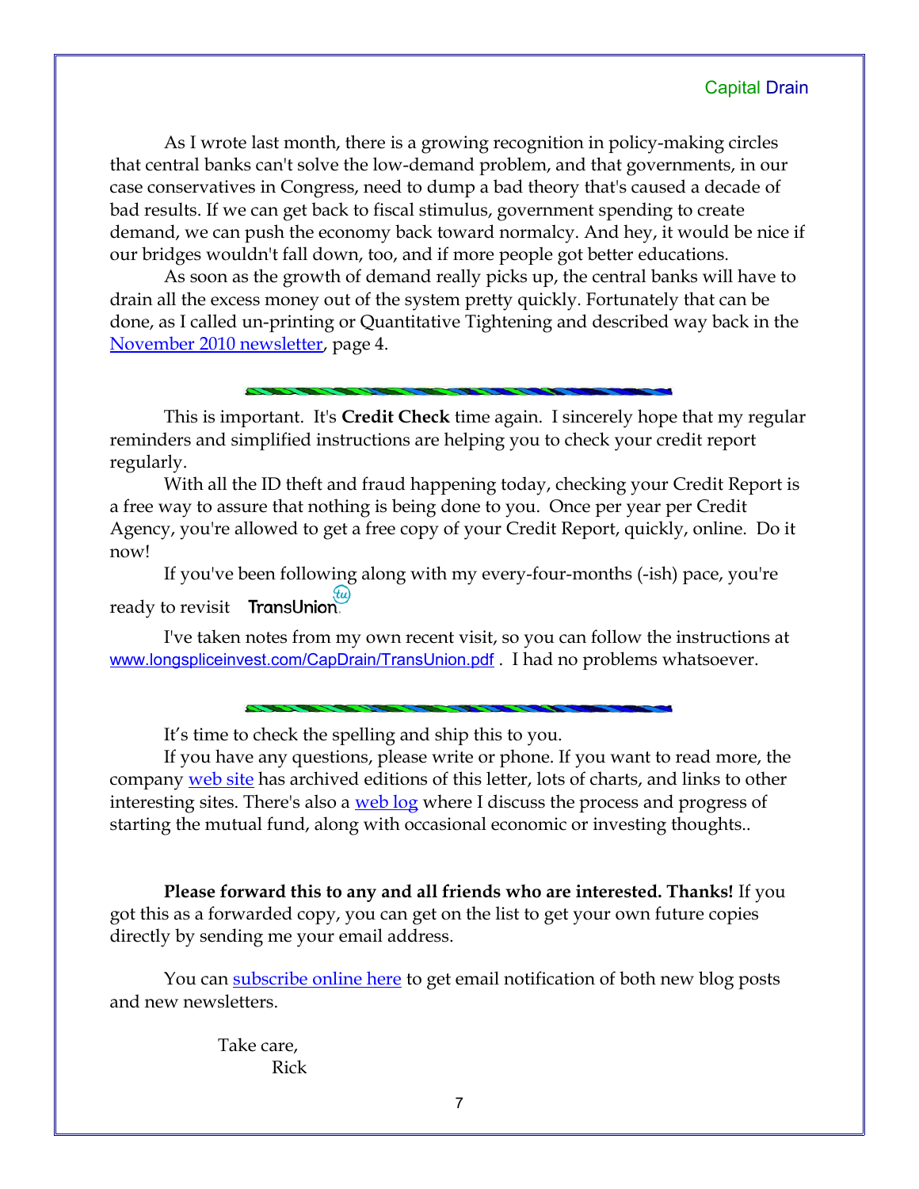As I wrote last month, there is a growing recognition in policy-making circles that central banks can't solve the low-demand problem, and that governments, in our case conservatives in Congress, need to dump a bad theory that's caused a decade of bad results. If we can get back to fiscal stimulus, government spending to create demand, we can push the economy back toward normalcy. And hey, it would be nice if our bridges wouldn't fall down, too, and if more people got better educations.

As soon as the growth of demand really picks up, the central banks will have to drain all the excess money out of the system pretty quickly. Fortunately that can be done, as I called un-printing or Quantitative Tightening and described way back in the [November 2010 newsletter](), page 4.

---

This is important. It's **Credit Check** time again. I sincerely hope that my regular reminders and simplified instructions are helping you to check your credit report regularly.

With all the ID theft and fraud happening today, checking your Credit Report is a free way to assure that nothing is being done to you. Once per year per Credit Agency, you're allowed to get a free copy of your Credit Report, quickly, online. Do it now!

If you've been following along with my every-four-months (-ish) pace, you're ready to revisit TransUnion.

I've taken notes from my own recent visit, so you can follow the instructions at www.longspliceinvest.com/CapDrain/TransUnion.pdf . I had no problems whatsoever.

---

It's time to check the spelling and ship this to you.

If you have any questions, please write or phone. If you want to read more, the company [web site]() has archived editions of this letter, lots of charts, and links to other interesting sites. There's also a [web log]() where I discuss the process and progress of starting the mutual fund, along with occasional economic or investing thoughts..

**Please forward this to any and all friends who are interested. Thanks!** If you got this as a forwarded copy, you can get on the list to get your own future copies directly by sending me your email address.

You can [subscribe online here]() to get email notification of both new blog posts and new newsletters.

Take care,
Rick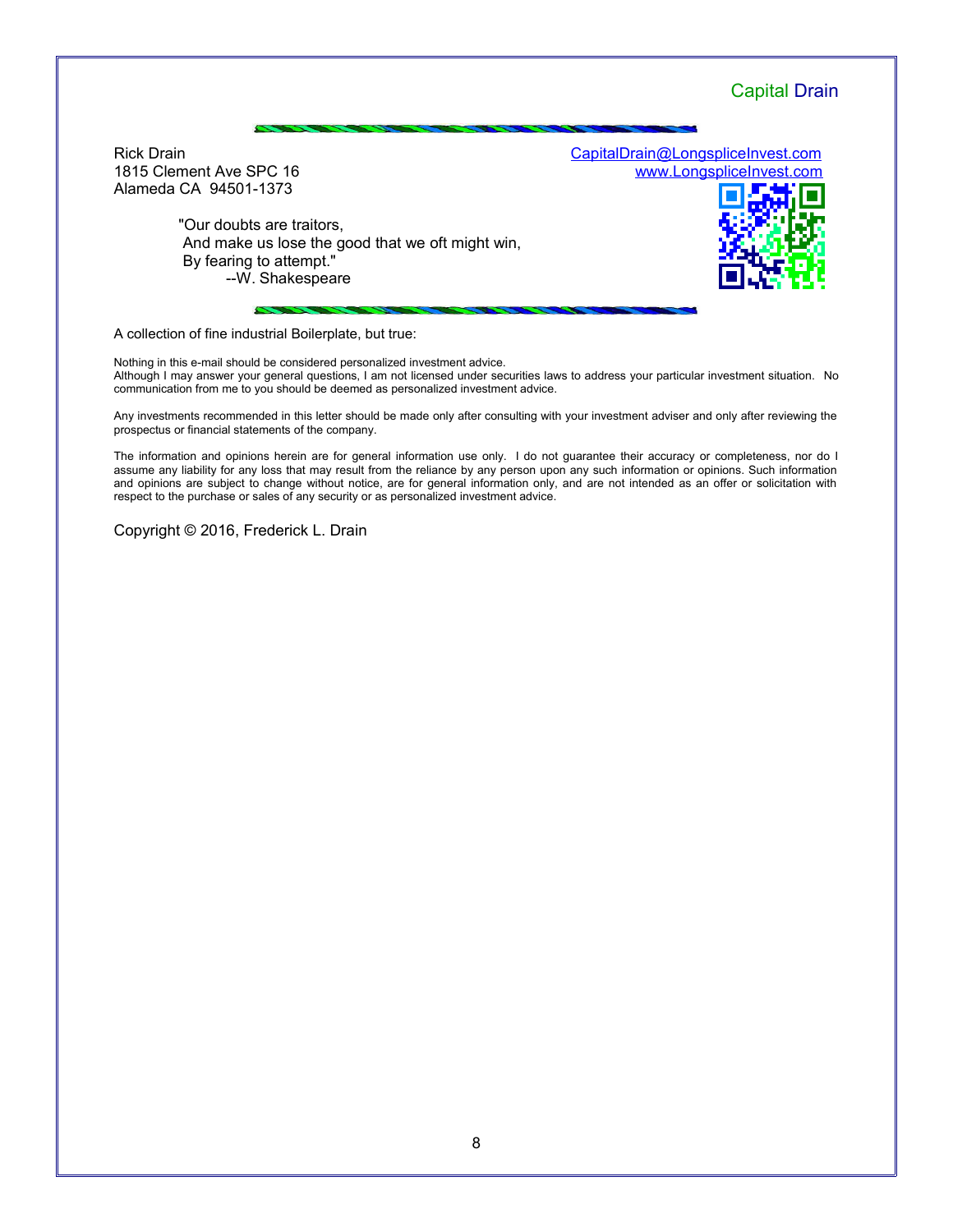Capital Drain

Rick Drain
1815 Clement Ave SPC 16
Alameda CA 94501-1373

CapitalDrain@LongspliceInvest.com
www.LongspliceInvest.com

"Our doubts are traitors,
And make us lose the good that we oft might win,
By fearing to attempt."
--W. Shakespeare

A collection of fine industrial Boilerplate, but true:

Nothing in this e-mail should be considered personalized investment advice.
Although I may answer your general questions, I am not licensed under securities laws to address your particular investment situation. No communication from me to you should be deemed as personalized investment advice.

Any investments recommended in this letter should be made only after consulting with your investment adviser and only after reviewing the prospectus or financial statements of the company.

The information and opinions herein are for general information use only. I do not guarantee their accuracy or completeness, nor do I assume any liability for any loss that may result from the reliance by any person upon any such information or opinions. Such information and opinions are subject to change without notice, are for general information only, and are not intended as an offer or solicitation with respect to the purchase or sales of any security or as personalized investment advice.

Copyright © 2016, Frederick L. Drain